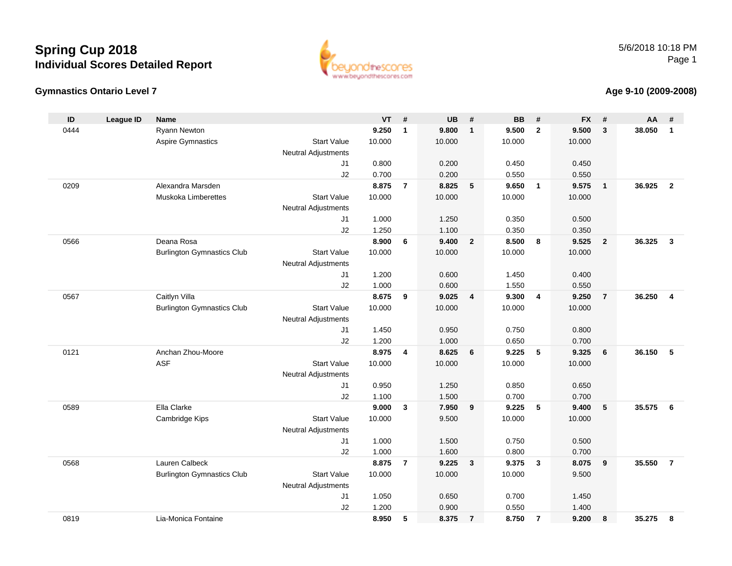# Spring Cup 2018

## Individual Scores Detailed Report

5/6/2018 10:18 PM

### Gymnastics Ontario Level 7

### Age 9-10 (2009-2008)

| ID | League ID | Name | | VT | # | UB | # | BB | # | FX | # | AA | # |
|---|---|---|---|---|---|---|---|---|---|---|---|---|---|
| 0444 | | Ryann Newton | | **9.250** | **1** | **9.800** | **1** | **9.500** | **2** | **9.500** | **3** | **38.050** | **1** |
| | | Aspire Gymnastics | Start Value | 10.000 | | 10.000 | | 10.000 | | 10.000 | | | |
| | | | Neutral Adjustments | | | | | | | | | | |
| | | | J1 | 0.800 | | 0.200 | | 0.450 | | 0.450 | | | |
| | | | J2 | 0.700 | | 0.200 | | 0.550 | | 0.550 | | | |
| 0209 | | Alexandra Marsden | | **8.875** | **7** | **8.825** | **5** | **9.650** | **1** | **9.575** | **1** | **36.925** | **2** |
| | | Muskoka Limberettes | Start Value | 10.000 | | 10.000 | | 10.000 | | 10.000 | | | |
| | | | Neutral Adjustments | | | | | | | | | | |
| | | | J1 | 1.000 | | 1.250 | | 0.350 | | 0.500 | | | |
| | | | J2 | 1.250 | | 1.100 | | 0.350 | | 0.350 | | | |
| 0566 | | Deana Rosa | | **8.900** | **6** | **9.400** | **2** | **8.500** | **8** | **9.525** | **2** | **36.325** | **3** |
| | | Burlington Gymnastics Club | Start Value | 10.000 | | 10.000 | | 10.000 | | 10.000 | | | |
| | | | Neutral Adjustments | | | | | | | | | | |
| | | | J1 | 1.200 | | 0.600 | | 1.450 | | 0.400 | | | |
| | | | J2 | 1.000 | | 0.600 | | 1.550 | | 0.550 | | | |
| 0567 | | Caitlyn Villa | | **8.675** | **9** | **9.025** | **4** | **9.300** | **4** | **9.250** | **7** | **36.250** | **4** |
| | | Burlington Gymnastics Club | Start Value | 10.000 | | 10.000 | | 10.000 | | 10.000 | | | |
| | | | Neutral Adjustments | | | | | | | | | | |
| | | | J1 | 1.450 | | 0.950 | | 0.750 | | 0.800 | | | |
| | | | J2 | 1.200 | | 1.000 | | 0.650 | | 0.700 | | | |
| 0121 | | Anchan Zhou-Moore | | **8.975** | **4** | **8.625** | **6** | **9.225** | **5** | **9.325** | **6** | **36.150** | **5** |
| | | ASF | Start Value | 10.000 | | 10.000 | | 10.000 | | 10.000 | | | |
| | | | Neutral Adjustments | | | | | | | | | | |
| | | | J1 | 0.950 | | 1.250 | | 0.850 | | 0.650 | | | |
| | | | J2 | 1.100 | | 1.500 | | 0.700 | | 0.700 | | | |
| 0589 | | Ella Clarke | | **9.000** | **3** | **7.950** | **9** | **9.225** | **5** | **9.400** | **5** | **35.575** | **6** |
| | | Cambridge Kips | Start Value | 10.000 | | 9.500 | | 10.000 | | 10.000 | | | |
| | | | Neutral Adjustments | | | | | | | | | | |
| | | | J1 | 1.000 | | 1.500 | | 0.750 | | 0.500 | | | |
| | | | J2 | 1.000 | | 1.600 | | 0.800 | | 0.700 | | | |
| 0568 | | Lauren Calbeck | | **8.875** | **7** | **9.225** | **3** | **9.375** | **3** | **8.075** | **9** | **35.550** | **7** |
| | | Burlington Gymnastics Club | Start Value | 10.000 | | 10.000 | | 10.000 | | 9.500 | | | |
| | | | Neutral Adjustments | | | | | | | | | | |
| | | | J1 | 1.050 | | 0.650 | | 0.700 | | 1.450 | | | |
| | | | J2 | 1.200 | | 0.900 | | 0.550 | | 1.400 | | | |
| 0819 | | Lia-Monica Fontaine | | **8.950** | **5** | **8.375** | **7** | **8.750** | **7** | **9.200** | **8** | **35.275** | **8** |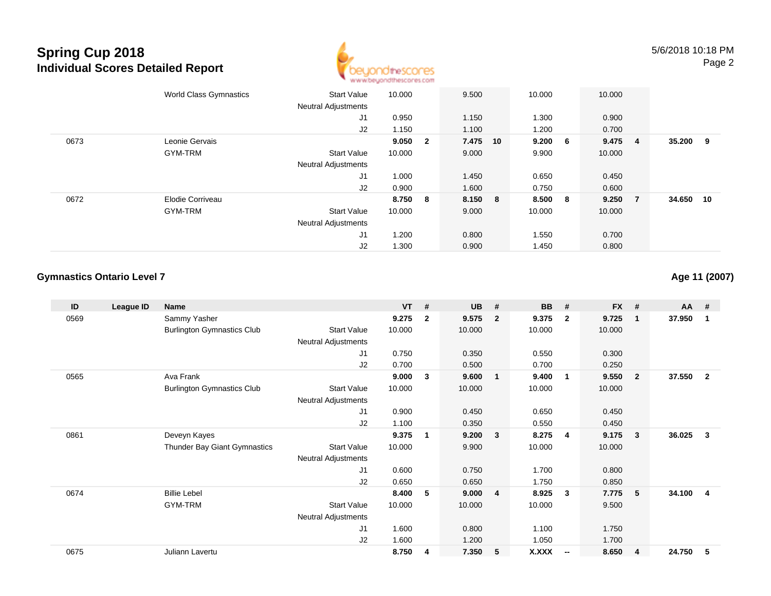# Spring Cup 2018
## Individual Scores Detailed Report

5/6/2018 10:18 PM

| ID | League ID | Name | | VT | # | UB | # | BB | # | FX | # | AA | # |
|---|---|---|---|---|---|---|---|---|---|---|---|---|---|
| | | World Class Gymnastics | Start Value | 10.000 | | 9.500 | | 10.000 | | 10.000 | | | |
| | | | Neutral Adjustments | | | | | | | | | | |
| | | | J1 | 0.950 | | 1.150 | | 1.300 | | 0.900 | | | |
| | | | J2 | 1.150 | | 1.100 | | 1.200 | | 0.700 | | | |
| 0673 | | Leonie Gervais | | **9.050** | **2** | **7.475** | **10** | **9.200** | **6** | **9.475** | **4** | **35.200** | **9** |
| | | GYM-TRM | Start Value | 10.000 | | 9.000 | | 9.900 | | 10.000 | | | |
| | | | Neutral Adjustments | | | | | | | | | | |
| | | | J1 | 1.000 | | 1.450 | | 0.650 | | 0.450 | | | |
| | | | J2 | 0.900 | | 1.600 | | 0.750 | | 0.600 | | | |
| 0672 | | Elodie Corriveau | | **8.750** | **8** | **8.150** | **8** | **8.500** | **8** | **9.250** | **7** | **34.650** | **10** |
| | | GYM-TRM | Start Value | 10.000 | | 9.000 | | 10.000 | | 10.000 | | | |
| | | | Neutral Adjustments | | | | | | | | | | |
| | | | J1 | 1.200 | | 0.800 | | 1.550 | | 0.700 | | | |
| | | | J2 | 1.300 | | 0.900 | | 1.450 | | 0.800 | | | |

### Gymnastics Ontario Level 7

**Age 11 (2007)**

| ID | League ID | Name | | VT | # | UB | # | BB | # | FX | # | AA | # |
|---|---|---|---|---|---|---|---|---|---|---|---|---|---|
| 0569 | | Sammy Yasher | | **9.275** | **2** | **9.575** | **2** | **9.375** | **2** | **9.725** | **1** | **37.950** | **1** |
| | | Burlington Gymnastics Club | Start Value | 10.000 | | 10.000 | | 10.000 | | 10.000 | | | |
| | | | Neutral Adjustments | | | | | | | | | | |
| | | | J1 | 0.750 | | 0.350 | | 0.550 | | 0.300 | | | |
| | | | J2 | 0.700 | | 0.500 | | 0.700 | | 0.250 | | | |
| 0565 | | Ava Frank | | **9.000** | **3** | **9.600** | **1** | **9.400** | **1** | **9.550** | **2** | **37.550** | **2** |
| | | Burlington Gymnastics Club | Start Value | 10.000 | | 10.000 | | 10.000 | | 10.000 | | | |
| | | | Neutral Adjustments | | | | | | | | | | |
| | | | J1 | 0.900 | | 0.450 | | 0.650 | | 0.450 | | | |
| | | | J2 | 1.100 | | 0.350 | | 0.550 | | 0.450 | | | |
| 0861 | | Deveyn Kayes | | **9.375** | **1** | **9.200** | **3** | **8.275** | **4** | **9.175** | **3** | **36.025** | **3** |
| | | Thunder Bay Giant Gymnastics | Start Value | 10.000 | | 9.900 | | 10.000 | | 10.000 | | | |
| | | | Neutral Adjustments | | | | | | | | | | |
| | | | J1 | 0.600 | | 0.750 | | 1.700 | | 0.800 | | | |
| | | | J2 | 0.650 | | 0.650 | | 1.750 | | 0.850 | | | |
| 0674 | | Billie Lebel | | **8.400** | **5** | **9.000** | **4** | **8.925** | **3** | **7.775** | **5** | **34.100** | **4** |
| | | GYM-TRM | Start Value | 10.000 | | 10.000 | | 10.000 | | 9.500 | | | |
| | | | Neutral Adjustments | | | | | | | | | | |
| | | | J1 | 1.600 | | 0.800 | | 1.100 | | 1.750 | | | |
| | | | J2 | 1.600 | | 1.200 | | 1.050 | | 1.700 | | | |
| 0675 | | Juliann Lavertu | | **8.750** | **4** | **7.350** | **5** | **X.XXX** | **--** | **8.650** | **4** | **24.750** | **5** |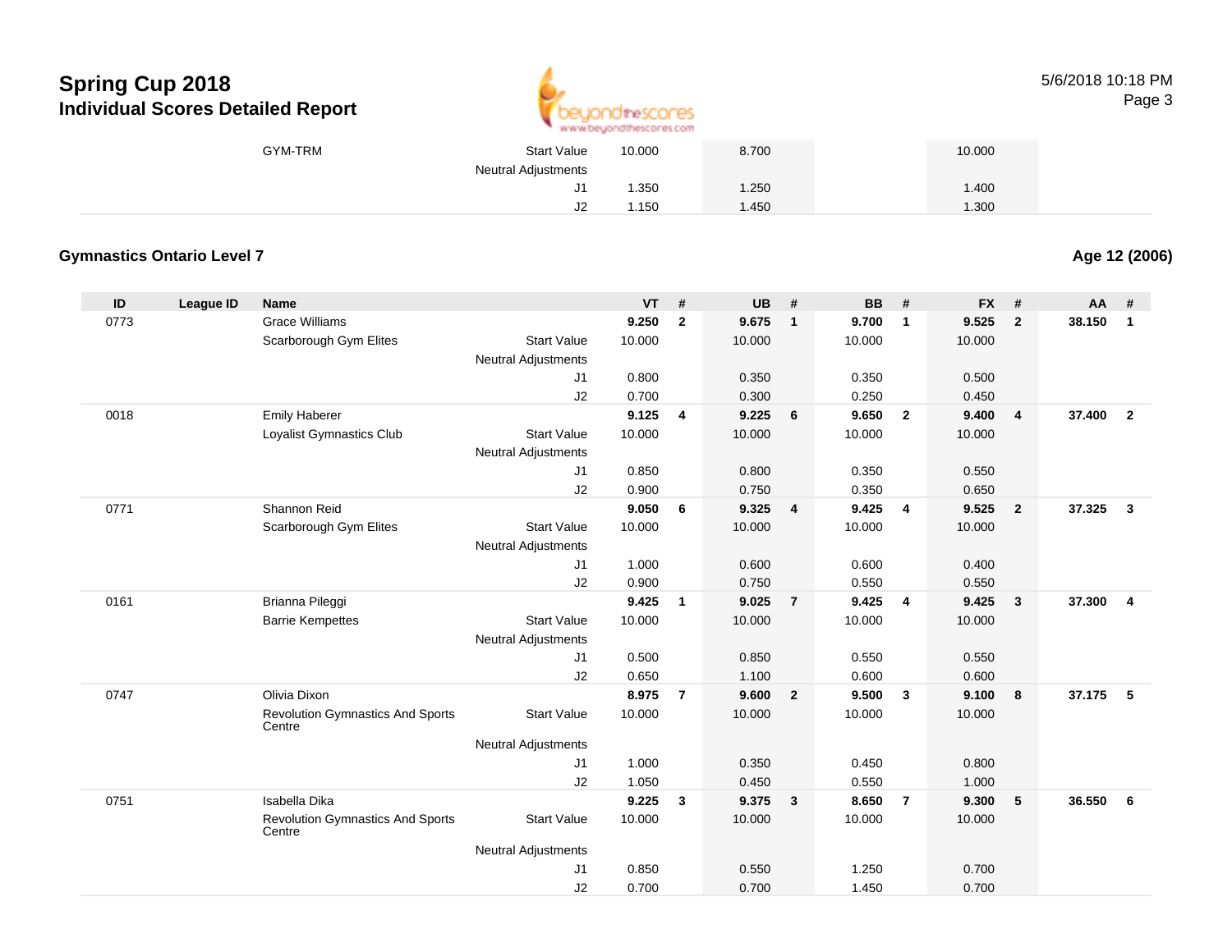# Spring Cup 2018

## Individual Scores Detailed Report

| | | | VT | # | UB | # | BB | # | FX | # | AA | # |
|---|---|---|---|---|---|---|---|---|---|---|---|---|
| | GYM-TRM | Start Value | 10.000 | | 8.700 | | | | 10.000 | | | |
| | | Neutral Adjustments | | | | | | | | | | |
| | | J1 | 1.350 | | 1.250 | | | | 1.400 | | | |
| | | J2 | 1.150 | | 1.450 | | | | 1.300 | | | |

### Gymnastics Ontario Level 7

**Age 12 (2006)**

| ID | League ID | Name | | VT | # | UB | # | BB | # | FX | # | AA | # |
|---|---|---|---|---|---|---|---|---|---|---|---|---|---|
| 0773 | | Grace Williams | | **9.250** | **2** | **9.675** | **1** | **9.700** | **1** | **9.525** | **2** | **38.150** | **1** |
| | | Scarborough Gym Elites | Start Value | 10.000 | | 10.000 | | 10.000 | | 10.000 | | | |
| | | | Neutral Adjustments | | | | | | | | | | |
| | | | J1 | 0.800 | | 0.350 | | 0.350 | | 0.500 | | | |
| | | | J2 | 0.700 | | 0.300 | | 0.250 | | 0.450 | | | |
| 0018 | | Emily Haberer | | **9.125** | **4** | **9.225** | **6** | **9.650** | **2** | **9.400** | **4** | **37.400** | **2** |
| | | Loyalist Gymnastics Club | Start Value | 10.000 | | 10.000 | | 10.000 | | 10.000 | | | |
| | | | Neutral Adjustments | | | | | | | | | | |
| | | | J1 | 0.850 | | 0.800 | | 0.350 | | 0.550 | | | |
| | | | J2 | 0.900 | | 0.750 | | 0.350 | | 0.650 | | | |
| 0771 | | Shannon Reid | | **9.050** | **6** | **9.325** | **4** | **9.425** | **4** | **9.525** | **2** | **37.325** | **3** |
| | | Scarborough Gym Elites | Start Value | 10.000 | | 10.000 | | 10.000 | | 10.000 | | | |
| | | | Neutral Adjustments | | | | | | | | | | |
| | | | J1 | 1.000 | | 0.600 | | 0.600 | | 0.400 | | | |
| | | | J2 | 0.900 | | 0.750 | | 0.550 | | 0.550 | | | |
| 0161 | | Brianna Pileggi | | **9.425** | **1** | **9.025** | **7** | **9.425** | **4** | **9.425** | **3** | **37.300** | **4** |
| | | Barrie Kempettes | Start Value | 10.000 | | 10.000 | | 10.000 | | 10.000 | | | |
| | | | Neutral Adjustments | | | | | | | | | | |
| | | | J1 | 0.500 | | 0.850 | | 0.550 | | 0.550 | | | |
| | | | J2 | 0.650 | | 1.100 | | 0.600 | | 0.600 | | | |
| 0747 | | Olivia Dixon | | **8.975** | **7** | **9.600** | **2** | **9.500** | **3** | **9.100** | **8** | **37.175** | **5** |
| | | Revolution Gymnastics And Sports Centre | Start Value | 10.000 | | 10.000 | | 10.000 | | 10.000 | | | |
| | | | Neutral Adjustments | | | | | | | | | | |
| | | | J1 | 1.000 | | 0.350 | | 0.450 | | 0.800 | | | |
| | | | J2 | 1.050 | | 0.450 | | 0.550 | | 1.000 | | | |
| 0751 | | Isabella Dika | | **9.225** | **3** | **9.375** | **3** | **8.650** | **7** | **9.300** | **5** | **36.550** | **6** |
| | | Revolution Gymnastics And Sports Centre | Start Value | 10.000 | | 10.000 | | 10.000 | | 10.000 | | | |
| | | | Neutral Adjustments | | | | | | | | | | |
| | | | J1 | 0.850 | | 0.550 | | 1.250 | | 0.700 | | | |
| | | | J2 | 0.700 | | 0.700 | | 1.450 | | 0.700 | | | |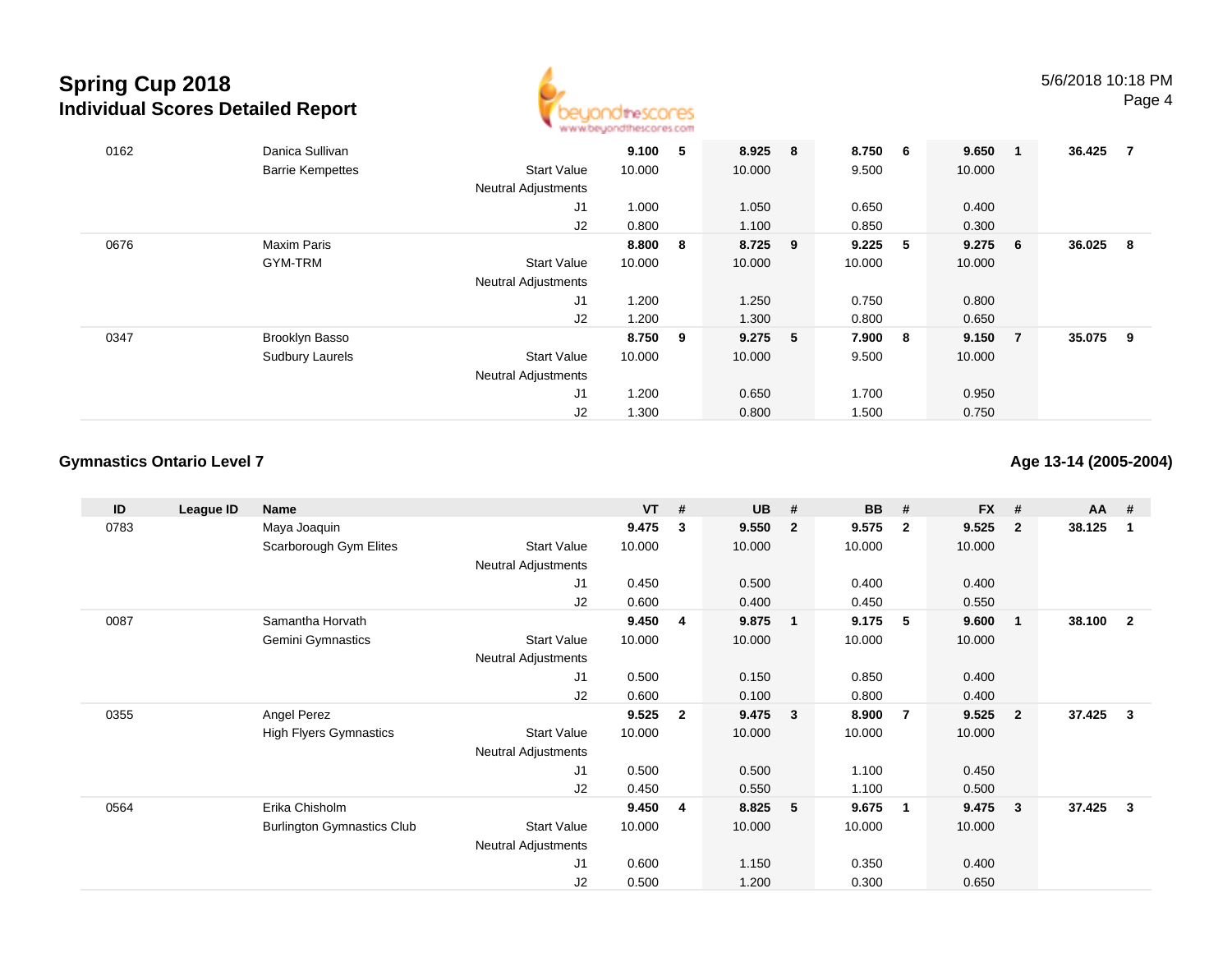# Spring Cup 2018

## Individual Scores Detailed Report

5/6/2018 10:18 PM

| ID | League ID | Name | | VT | # | UB | # | BB | # | FX | # | AA | # |
|---|---|---|---|---|---|---|---|---|---|---|---|---|---|
| 0162 | | Danica Sullivan | | **9.100** | **5** | **8.925** | **8** | **8.750** | **6** | **9.650** | **1** | **36.425** | **7** |
| | | Barrie Kempettes | Start Value | 10.000 | | 10.000 | | 9.500 | | 10.000 | | | |
| | | | Neutral Adjustments | | | | | | | | | | |
| | | | J1 | 1.000 | | 1.050 | | 0.650 | | 0.400 | | | |
| | | | J2 | 0.800 | | 1.100 | | 0.850 | | 0.300 | | | |
| 0676 | | Maxim Paris | | **8.800** | **8** | **8.725** | **9** | **9.225** | **5** | **9.275** | **6** | **36.025** | **8** |
| | | GYM-TRM | Start Value | 10.000 | | 10.000 | | 10.000 | | 10.000 | | | |
| | | | Neutral Adjustments | | | | | | | | | | |
| | | | J1 | 1.200 | | 1.250 | | 0.750 | | 0.800 | | | |
| | | | J2 | 1.200 | | 1.300 | | 0.800 | | 0.650 | | | |
| 0347 | | Brooklyn Basso | | **8.750** | **9** | **9.275** | **5** | **7.900** | **8** | **9.150** | **7** | **35.075** | **9** |
| | | Sudbury Laurels | Start Value | 10.000 | | 10.000 | | 9.500 | | 10.000 | | | |
| | | | Neutral Adjustments | | | | | | | | | | |
| | | | J1 | 1.200 | | 0.650 | | 1.700 | | 0.950 | | | |
| | | | J2 | 1.300 | | 0.800 | | 1.500 | | 0.750 | | | |

### Gymnastics Ontario Level 7

**Age 13-14 (2005-2004)**

| ID | League ID | Name | | VT | # | UB | # | BB | # | FX | # | AA | # |
|---|---|---|---|---|---|---|---|---|---|---|---|---|---|
| 0783 | | Maya Joaquin | | **9.475** | **3** | **9.550** | **2** | **9.575** | **2** | **9.525** | **2** | **38.125** | **1** |
| | | Scarborough Gym Elites | Start Value | 10.000 | | 10.000 | | 10.000 | | 10.000 | | | |
| | | | Neutral Adjustments | | | | | | | | | | |
| | | | J1 | 0.450 | | 0.500 | | 0.400 | | 0.400 | | | |
| | | | J2 | 0.600 | | 0.400 | | 0.450 | | 0.550 | | | |
| 0087 | | Samantha Horvath | | **9.450** | **4** | **9.875** | **1** | **9.175** | **5** | **9.600** | **1** | **38.100** | **2** |
| | | Gemini Gymnastics | Start Value | 10.000 | | 10.000 | | 10.000 | | 10.000 | | | |
| | | | Neutral Adjustments | | | | | | | | | | |
| | | | J1 | 0.500 | | 0.150 | | 0.850 | | 0.400 | | | |
| | | | J2 | 0.600 | | 0.100 | | 0.800 | | 0.400 | | | |
| 0355 | | Angel Perez | | **9.525** | **2** | **9.475** | **3** | **8.900** | **7** | **9.525** | **2** | **37.425** | **3** |
| | | High Flyers Gymnastics | Start Value | 10.000 | | 10.000 | | 10.000 | | 10.000 | | | |
| | | | Neutral Adjustments | | | | | | | | | | |
| | | | J1 | 0.500 | | 0.500 | | 1.100 | | 0.450 | | | |
| | | | J2 | 0.450 | | 0.550 | | 1.100 | | 0.500 | | | |
| 0564 | | Erika Chisholm | | **9.450** | **4** | **8.825** | **5** | **9.675** | **1** | **9.475** | **3** | **37.425** | **3** |
| | | Burlington Gymnastics Club | Start Value | 10.000 | | 10.000 | | 10.000 | | 10.000 | | | |
| | | | Neutral Adjustments | | | | | | | | | | |
| | | | J1 | 0.600 | | 1.150 | | 0.350 | | 0.400 | | | |
| | | | J2 | 0.500 | | 1.200 | | 0.300 | | 0.650 | | | |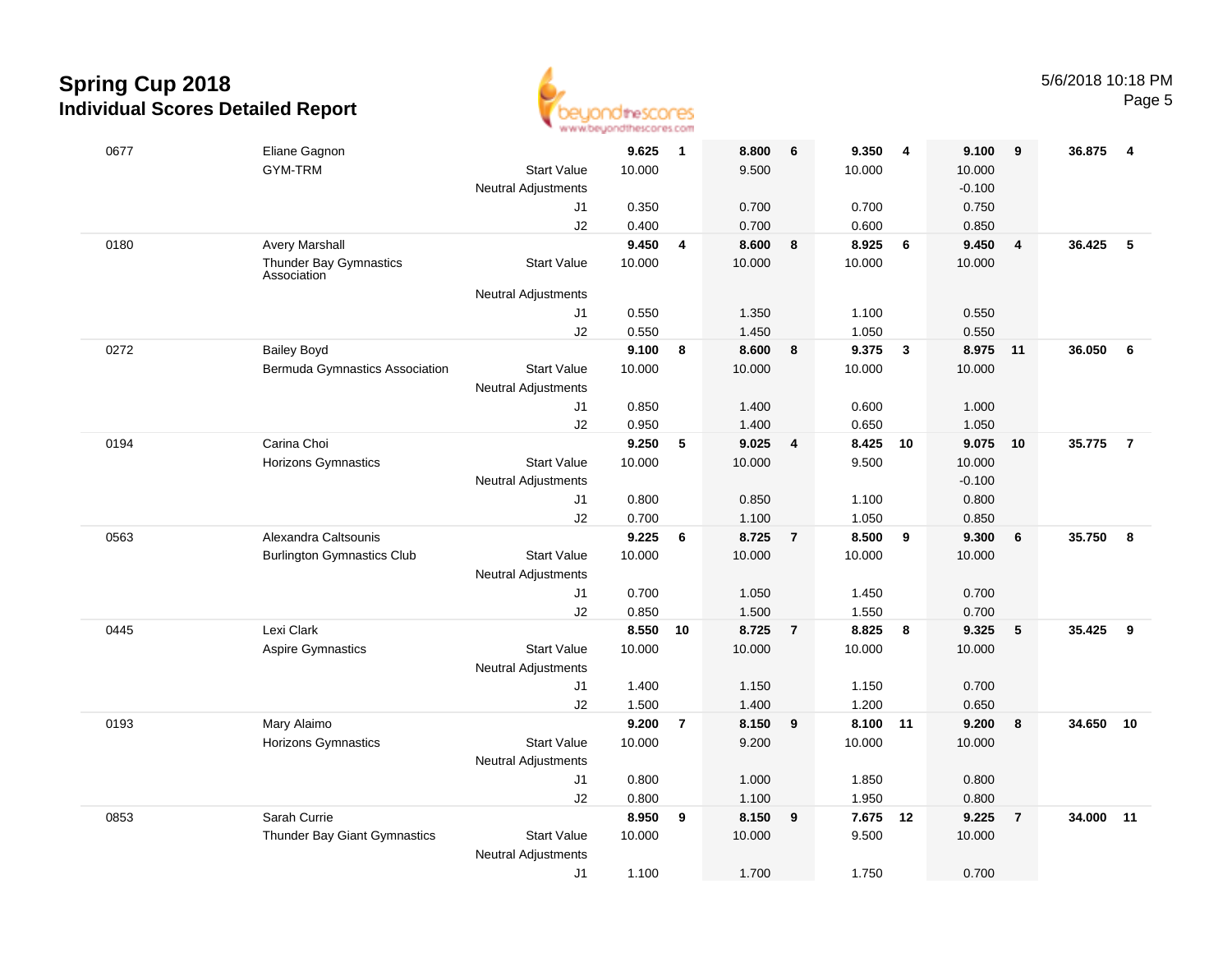# Spring Cup 2018

## Individual Scores Detailed Report

5/6/2018 10:18 PM

| # | Name / Club | | Vault | Rank | Bars | Rank | Beam | Rank | Floor | Rank | AA | Rank |
|---|---|---|---|---|---|---|---|---|---|---|---|---|
| 0677 | Eliane Gagnon | | **9.625** | **1** | **8.800** | **6** | **9.350** | **4** | **9.100** | **9** | **36.875** | **4** |
| | GYM-TRM | Start Value | 10.000 | | 9.500 | | 10.000 | | 10.000 | | | |
| | | Neutral Adjustments | | | | | | | -0.100 | | | |
| | | J1 | 0.350 | | 0.700 | | 0.700 | | 0.750 | | | |
| | | J2 | 0.400 | | 0.700 | | 0.600 | | 0.850 | | | |
| 0180 | Avery Marshall | | **9.450** | **4** | **8.600** | **8** | **8.925** | **6** | **9.450** | **4** | **36.425** | **5** |
| | Thunder Bay Gymnastics Association | Start Value | 10.000 | | 10.000 | | 10.000 | | 10.000 | | | |
| | | Neutral Adjustments | | | | | | | | | | |
| | | J1 | 0.550 | | 1.350 | | 1.100 | | 0.550 | | | |
| | | J2 | 0.550 | | 1.450 | | 1.050 | | 0.550 | | | |
| 0272 | Bailey Boyd | | **9.100** | **8** | **8.600** | **8** | **9.375** | **3** | **8.975** | **11** | **36.050** | **6** |
| | Bermuda Gymnastics Association | Start Value | 10.000 | | 10.000 | | 10.000 | | 10.000 | | | |
| | | Neutral Adjustments | | | | | | | | | | |
| | | J1 | 0.850 | | 1.400 | | 0.600 | | 1.000 | | | |
| | | J2 | 0.950 | | 1.400 | | 0.650 | | 1.050 | | | |
| 0194 | Carina Choi | | **9.250** | **5** | **9.025** | **4** | **8.425** | **10** | **9.075** | **10** | **35.775** | **7** |
| | Horizons Gymnastics | Start Value | 10.000 | | 10.000 | | 9.500 | | 10.000 | | | |
| | | Neutral Adjustments | | | | | | | -0.100 | | | |
| | | J1 | 0.800 | | 0.850 | | 1.100 | | 0.800 | | | |
| | | J2 | 0.700 | | 1.100 | | 1.050 | | 0.850 | | | |
| 0563 | Alexandra Caltsounis | | **9.225** | **6** | **8.725** | **7** | **8.500** | **9** | **9.300** | **6** | **35.750** | **8** |
| | Burlington Gymnastics Club | Start Value | 10.000 | | 10.000 | | 10.000 | | 10.000 | | | |
| | | Neutral Adjustments | | | | | | | | | | |
| | | J1 | 0.700 | | 1.050 | | 1.450 | | 0.700 | | | |
| | | J2 | 0.850 | | 1.500 | | 1.550 | | 0.700 | | | |
| 0445 | Lexi Clark | | **8.550** | **10** | **8.725** | **7** | **8.825** | **8** | **9.325** | **5** | **35.425** | **9** |
| | Aspire Gymnastics | Start Value | 10.000 | | 10.000 | | 10.000 | | 10.000 | | | |
| | | Neutral Adjustments | | | | | | | | | | |
| | | J1 | 1.400 | | 1.150 | | 1.150 | | 0.700 | | | |
| | | J2 | 1.500 | | 1.400 | | 1.200 | | 0.650 | | | |
| 0193 | Mary Alaimo | | **9.200** | **7** | **8.150** | **9** | **8.100** | **11** | **9.200** | **8** | **34.650** | **10** |
| | Horizons Gymnastics | Start Value | 10.000 | | 9.200 | | 10.000 | | 10.000 | | | |
| | | Neutral Adjustments | | | | | | | | | | |
| | | J1 | 0.800 | | 1.000 | | 1.850 | | 0.800 | | | |
| | | J2 | 0.800 | | 1.100 | | 1.950 | | 0.800 | | | |
| 0853 | Sarah Currie | | **8.950** | **9** | **8.150** | **9** | **7.675** | **12** | **9.225** | **7** | **34.000** | **11** |
| | Thunder Bay Giant Gymnastics | Start Value | 10.000 | | 10.000 | | 9.500 | | 10.000 | | | |
| | | Neutral Adjustments | | | | | | | | | | |
| | | J1 | 1.100 | | 1.700 | | 1.750 | | 0.700 | | | |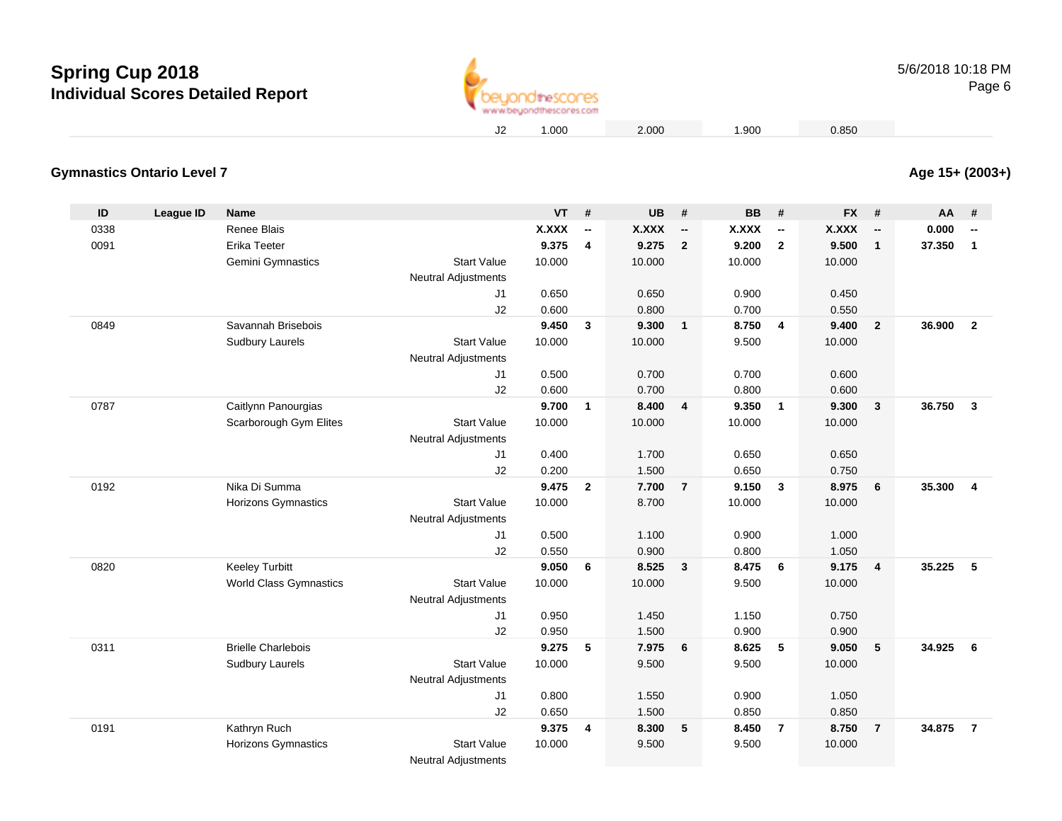# Spring Cup 2018
## Individual Scores Detailed Report

| | | | | J2 | 1.000 | | 2.000 | | 1.900 | | 0.850 | | | |
|---|---|---|---|---|---|---|---|---|---|---|---|---|---|---|

### Gymnastics Ontario Level 7

**Age 15+ (2003+)**

| ID | League ID | Name | | | VT | # | UB | # | BB | # | FX | # | AA | # |
|---|---|---|---|---|---|---|---|---|---|---|---|---|---|---|
| 0338 | | Renee Blais | | | **X.XXX** | **--** | **X.XXX** | **--** | **X.XXX** | **--** | **X.XXX** | **--** | **0.000** | **--** |
| 0091 | | Erika Teeter | | | **9.375** | **4** | **9.275** | **2** | **9.200** | **2** | **9.500** | **1** | **37.350** | **1** |
| | | Gemini Gymnastics | | Start Value | 10.000 | | 10.000 | | 10.000 | | 10.000 | | | |
| | | | | Neutral Adjustments | | | | | | | | | | |
| | | | | J1 | 0.650 | | 0.650 | | 0.900 | | 0.450 | | | |
| | | | | J2 | 0.600 | | 0.800 | | 0.700 | | 0.550 | | | |
| 0849 | | Savannah Brisebois | | | **9.450** | **3** | **9.300** | **1** | **8.750** | **4** | **9.400** | **2** | **36.900** | **2** |
| | | Sudbury Laurels | | Start Value | 10.000 | | 10.000 | | 9.500 | | 10.000 | | | |
| | | | | Neutral Adjustments | | | | | | | | | | |
| | | | | J1 | 0.500 | | 0.700 | | 0.700 | | 0.600 | | | |
| | | | | J2 | 0.600 | | 0.700 | | 0.800 | | 0.600 | | | |
| 0787 | | Caitlynn Panourgias | | | **9.700** | **1** | **8.400** | **4** | **9.350** | **1** | **9.300** | **3** | **36.750** | **3** |
| | | Scarborough Gym Elites | | Start Value | 10.000 | | 10.000 | | 10.000 | | 10.000 | | | |
| | | | | Neutral Adjustments | | | | | | | | | | |
| | | | | J1 | 0.400 | | 1.700 | | 0.650 | | 0.650 | | | |
| | | | | J2 | 0.200 | | 1.500 | | 0.650 | | 0.750 | | | |
| 0192 | | Nika Di Summa | | | **9.475** | **2** | **7.700** | **7** | **9.150** | **3** | **8.975** | **6** | **35.300** | **4** |
| | | Horizons Gymnastics | | Start Value | 10.000 | | 8.700 | | 10.000 | | 10.000 | | | |
| | | | | Neutral Adjustments | | | | | | | | | | |
| | | | | J1 | 0.500 | | 1.100 | | 0.900 | | 1.000 | | | |
| | | | | J2 | 0.550 | | 0.900 | | 0.800 | | 1.050 | | | |
| 0820 | | Keeley Turbitt | | | **9.050** | **6** | **8.525** | **3** | **8.475** | **6** | **9.175** | **4** | **35.225** | **5** |
| | | World Class Gymnastics | | Start Value | 10.000 | | 10.000 | | 9.500 | | 10.000 | | | |
| | | | | Neutral Adjustments | | | | | | | | | | |
| | | | | J1 | 0.950 | | 1.450 | | 1.150 | | 0.750 | | | |
| | | | | J2 | 0.950 | | 1.500 | | 0.900 | | 0.900 | | | |
| 0311 | | Brielle Charlebois | | | **9.275** | **5** | **7.975** | **6** | **8.625** | **5** | **9.050** | **5** | **34.925** | **6** |
| | | Sudbury Laurels | | Start Value | 10.000 | | 9.500 | | 9.500 | | 10.000 | | | |
| | | | | Neutral Adjustments | | | | | | | | | | |
| | | | | J1 | 0.800 | | 1.550 | | 0.900 | | 1.050 | | | |
| | | | | J2 | 0.650 | | 1.500 | | 0.850 | | 0.850 | | | |
| 0191 | | Kathryn Ruch | | | **9.375** | **4** | **8.300** | **5** | **8.450** | **7** | **8.750** | **7** | **34.875** | **7** |
| | | Horizons Gymnastics | | Start Value | 10.000 | | 9.500 | | 9.500 | | 10.000 | | | |
| | | | | Neutral Adjustments | | | | | | | | | | |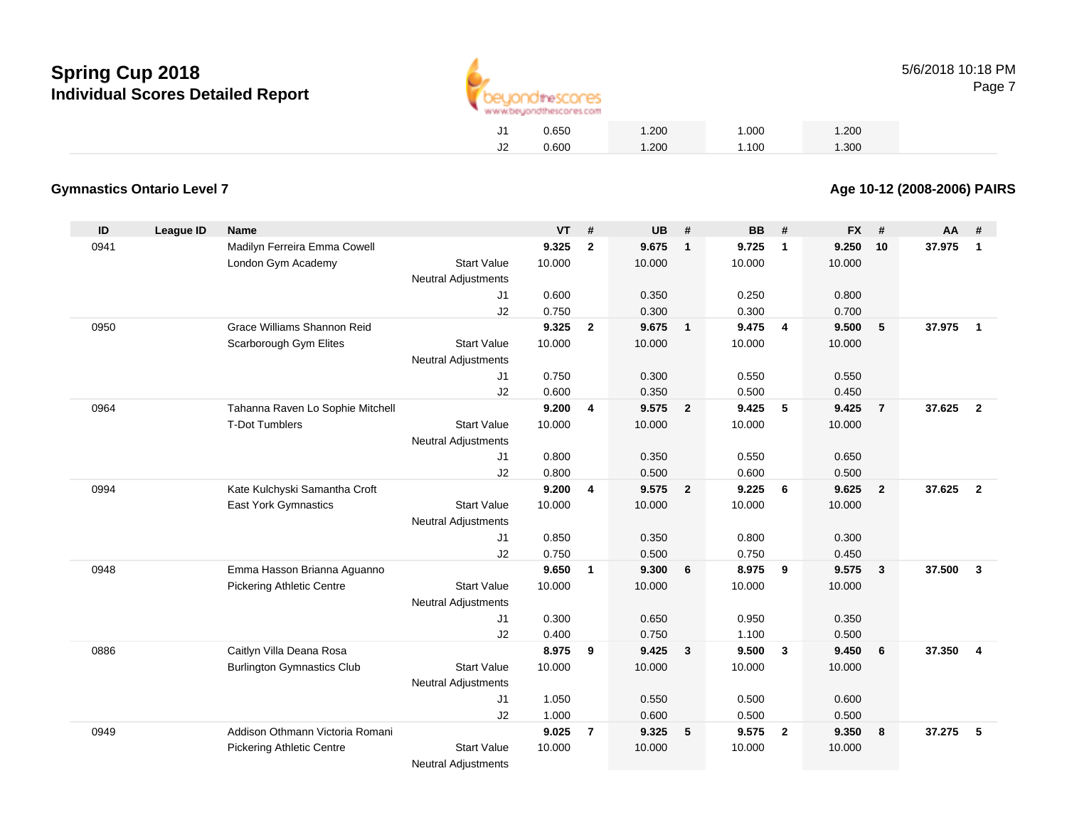# Spring Cup 2018

## Individual Scores Detailed Report

| | | | | | |
|---|---|---|---|---|---|
| J1 | 0.650 | 1.200 | 1.000 | 1.200 | |
| J2 | 0.600 | 1.200 | 1.100 | 1.300 | |

### Gymnastics Ontario Level 7

### Age 10-12 (2008-2006) PAIRS

| ID | League ID | Name | | VT | # | UB | # | BB | # | FX | # | AA | # |
|---|---|---|---|---|---|---|---|---|---|---|---|---|---|
| 0941 | | Madilyn Ferreira Emma Cowell | | **9.325** | **2** | **9.675** | **1** | **9.725** | **1** | **9.250** | **10** | **37.975** | **1** |
| | | London Gym Academy | Start Value | 10.000 | | 10.000 | | 10.000 | | 10.000 | | | |
| | | | Neutral Adjustments | | | | | | | | | | |
| | | | J1 | 0.600 | | 0.350 | | 0.250 | | 0.800 | | | |
| | | | J2 | 0.750 | | 0.300 | | 0.300 | | 0.700 | | | |
| 0950 | | Grace Williams Shannon Reid | | **9.325** | **2** | **9.675** | **1** | **9.475** | **4** | **9.500** | **5** | **37.975** | **1** |
| | | Scarborough Gym Elites | Start Value | 10.000 | | 10.000 | | 10.000 | | 10.000 | | | |
| | | | Neutral Adjustments | | | | | | | | | | |
| | | | J1 | 0.750 | | 0.300 | | 0.550 | | 0.550 | | | |
| | | | J2 | 0.600 | | 0.350 | | 0.500 | | 0.450 | | | |
| 0964 | | Tahanna Raven Lo Sophie Mitchell | | **9.200** | **4** | **9.575** | **2** | **9.425** | **5** | **9.425** | **7** | **37.625** | **2** |
| | | T-Dot Tumblers | Start Value | 10.000 | | 10.000 | | 10.000 | | 10.000 | | | |
| | | | Neutral Adjustments | | | | | | | | | | |
| | | | J1 | 0.800 | | 0.350 | | 0.550 | | 0.650 | | | |
| | | | J2 | 0.800 | | 0.500 | | 0.600 | | 0.500 | | | |
| 0994 | | Kate Kulchyski Samantha Croft | | **9.200** | **4** | **9.575** | **2** | **9.225** | **6** | **9.625** | **2** | **37.625** | **2** |
| | | East York Gymnastics | Start Value | 10.000 | | 10.000 | | 10.000 | | 10.000 | | | |
| | | | Neutral Adjustments | | | | | | | | | | |
| | | | J1 | 0.850 | | 0.350 | | 0.800 | | 0.300 | | | |
| | | | J2 | 0.750 | | 0.500 | | 0.750 | | 0.450 | | | |
| 0948 | | Emma Hasson Brianna Aguanno | | **9.650** | **1** | **9.300** | **6** | **8.975** | **9** | **9.575** | **3** | **37.500** | **3** |
| | | Pickering Athletic Centre | Start Value | 10.000 | | 10.000 | | 10.000 | | 10.000 | | | |
| | | | Neutral Adjustments | | | | | | | | | | |
| | | | J1 | 0.300 | | 0.650 | | 0.950 | | 0.350 | | | |
| | | | J2 | 0.400 | | 0.750 | | 1.100 | | 0.500 | | | |
| 0886 | | Caitlyn Villa Deana Rosa | | **8.975** | **9** | **9.425** | **3** | **9.500** | **3** | **9.450** | **6** | **37.350** | **4** |
| | | Burlington Gymnastics Club | Start Value | 10.000 | | 10.000 | | 10.000 | | 10.000 | | | |
| | | | Neutral Adjustments | | | | | | | | | | |
| | | | J1 | 1.050 | | 0.550 | | 0.500 | | 0.600 | | | |
| | | | J2 | 1.000 | | 0.600 | | 0.500 | | 0.500 | | | |
| 0949 | | Addison Othmann Victoria Romani | | **9.025** | **7** | **9.325** | **5** | **9.575** | **2** | **9.350** | **8** | **37.275** | **5** |
| | | Pickering Athletic Centre | Start Value | 10.000 | | 10.000 | | 10.000 | | 10.000 | | | |
| | | | Neutral Adjustments | | | | | | | | | | |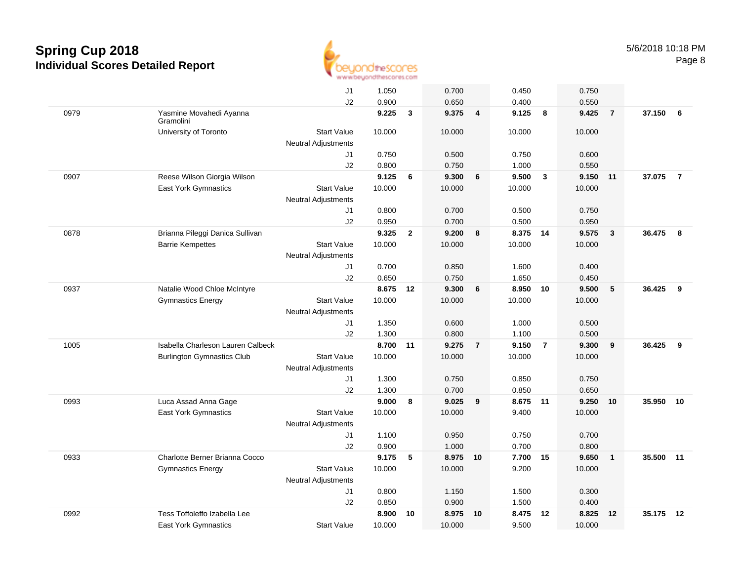# Spring Cup 2018

## Individual Scores Detailed Report

5/6/2018 10:18 PM

| # | Name / Club | | Event 1 | Rk | Event 2 | Rk | Event 3 | Rk | Event 4 | Rk | AA | Rk |
|---|---|---|---|---|---|---|---|---|---|---|---|---|
| | | J1 | 1.050 | | 0.700 | | 0.450 | | 0.750 | | | |
| | | J2 | 0.900 | | 0.650 | | 0.400 | | 0.550 | | | |
| 0979 | Yasmine Movahedi Ayanna Gramolini | | **9.225** | **3** | **9.375** | **4** | **9.125** | **8** | **9.425** | **7** | **37.150** | **6** |
| | University of Toronto | Start Value | 10.000 | | 10.000 | | 10.000 | | 10.000 | | | |
| | | Neutral Adjustments | | | | | | | | | | |
| | | J1 | 0.750 | | 0.500 | | 0.750 | | 0.600 | | | |
| | | J2 | 0.800 | | 0.750 | | 1.000 | | 0.550 | | | |
| 0907 | Reese Wilson Giorgia Wilson | | **9.125** | **6** | **9.300** | **6** | **9.500** | **3** | **9.150** | **11** | **37.075** | **7** |
| | East York Gymnastics | Start Value | 10.000 | | 10.000 | | 10.000 | | 10.000 | | | |
| | | Neutral Adjustments | | | | | | | | | | |
| | | J1 | 0.800 | | 0.700 | | 0.500 | | 0.750 | | | |
| | | J2 | 0.950 | | 0.700 | | 0.500 | | 0.950 | | | |
| 0878 | Brianna Pileggi Danica Sullivan | | **9.325** | **2** | **9.200** | **8** | **8.375** | **14** | **9.575** | **3** | **36.475** | **8** |
| | Barrie Kempettes | Start Value | 10.000 | | 10.000 | | 10.000 | | 10.000 | | | |
| | | Neutral Adjustments | | | | | | | | | | |
| | | J1 | 0.700 | | 0.850 | | 1.600 | | 0.400 | | | |
| | | J2 | 0.650 | | 0.750 | | 1.650 | | 0.450 | | | |
| 0937 | Natalie Wood Chloe McIntyre | | **8.675** | **12** | **9.300** | **6** | **8.950** | **10** | **9.500** | **5** | **36.425** | **9** |
| | Gymnastics Energy | Start Value | 10.000 | | 10.000 | | 10.000 | | 10.000 | | | |
| | | Neutral Adjustments | | | | | | | | | | |
| | | J1 | 1.350 | | 0.600 | | 1.000 | | 0.500 | | | |
| | | J2 | 1.300 | | 0.800 | | 1.100 | | 0.500 | | | |
| 1005 | Isabella Charleson Lauren Calbeck | | **8.700** | **11** | **9.275** | **7** | **9.150** | **7** | **9.300** | **9** | **36.425** | **9** |
| | Burlington Gymnastics Club | Start Value | 10.000 | | 10.000 | | 10.000 | | 10.000 | | | |
| | | Neutral Adjustments | | | | | | | | | | |
| | | J1 | 1.300 | | 0.750 | | 0.850 | | 0.750 | | | |
| | | J2 | 1.300 | | 0.700 | | 0.850 | | 0.650 | | | |
| 0993 | Luca Assad Anna Gage | | **9.000** | **8** | **9.025** | **9** | **8.675** | **11** | **9.250** | **10** | **35.950** | **10** |
| | East York Gymnastics | Start Value | 10.000 | | 10.000 | | 9.400 | | 10.000 | | | |
| | | Neutral Adjustments | | | | | | | | | | |
| | | J1 | 1.100 | | 0.950 | | 0.750 | | 0.700 | | | |
| | | J2 | 0.900 | | 1.000 | | 0.700 | | 0.800 | | | |
| 0933 | Charlotte Berner Brianna Cocco | | **9.175** | **5** | **8.975** | **10** | **7.700** | **15** | **9.650** | **1** | **35.500** | **11** |
| | Gymnastics Energy | Start Value | 10.000 | | 10.000 | | 9.200 | | 10.000 | | | |
| | | Neutral Adjustments | | | | | | | | | | |
| | | J1 | 0.800 | | 1.150 | | 1.500 | | 0.300 | | | |
| | | J2 | 0.850 | | 0.900 | | 1.500 | | 0.400 | | | |
| 0992 | Tess Toffoleffo Izabella Lee | | **8.900** | **10** | **8.975** | **10** | **8.475** | **12** | **8.825** | **12** | **35.175** | **12** |
| | East York Gymnastics | Start Value | 10.000 | | 10.000 | | 9.500 | | 10.000 | | | |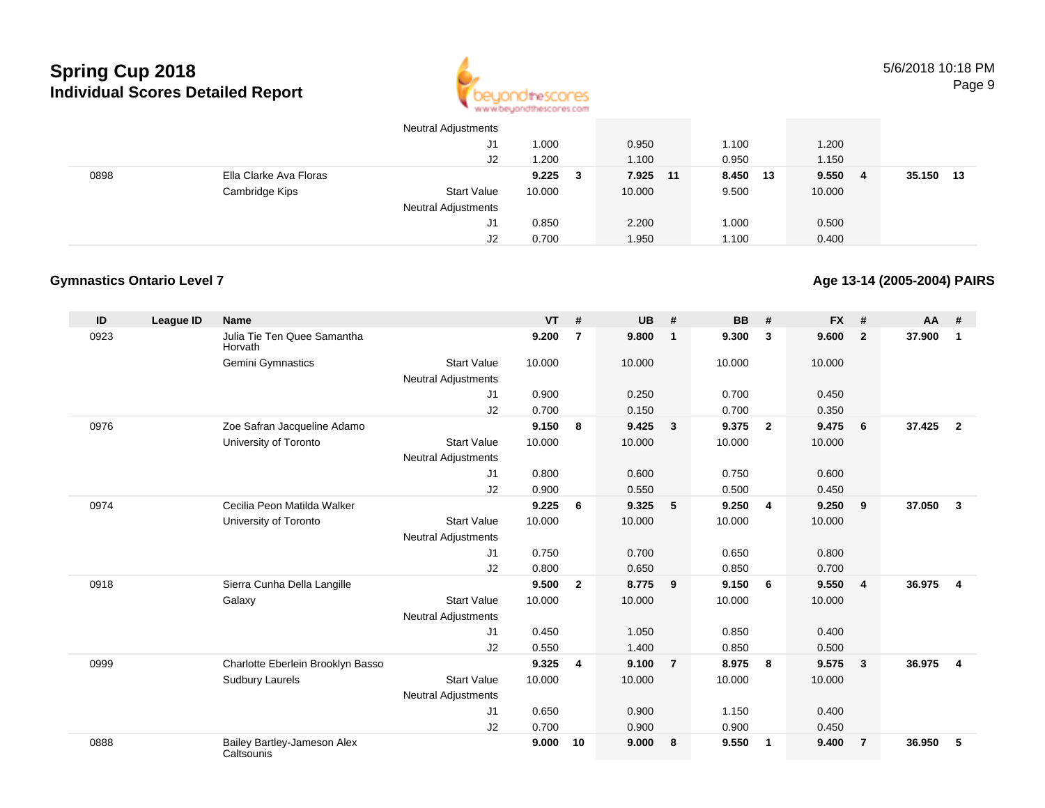# Spring Cup 2018
## Individual Scores Detailed Report

| ID | League ID | Name | | VT | # | UB | # | BB | # | FX | # | AA | # |
|---|---|---|---|---|---|---|---|---|---|---|---|---|---|
| | | | Neutral Adjustments | | | | | | | | | | |
| | | | J1 | 1.000 | | 0.950 | | 1.100 | | 1.200 | | | |
| | | | J2 | 1.200 | | 1.100 | | 0.950 | | 1.150 | | | |
| 0898 | | Ella Clarke Ava Floras | | **9.225** | **3** | **7.925** | **11** | **8.450** | **13** | **9.550** | **4** | **35.150** | **13** |
| | | Cambridge Kips | Start Value | 10.000 | | 10.000 | | 9.500 | | 10.000 | | | |
| | | | Neutral Adjustments | | | | | | | | | | |
| | | | J1 | 0.850 | | 2.200 | | 1.000 | | 0.500 | | | |
| | | | J2 | 0.700 | | 1.950 | | 1.100 | | 0.400 | | | |

### Gymnastics Ontario Level 7

### Age 13-14 (2005-2004) PAIRS

| ID | League ID | Name | | VT | # | UB | # | BB | # | FX | # | AA | # |
|---|---|---|---|---|---|---|---|---|---|---|---|---|---|
| 0923 | | Julia Tie Ten Quee Samantha Horvath | | **9.200** | **7** | **9.800** | **1** | **9.300** | **3** | **9.600** | **2** | **37.900** | **1** |
| | | Gemini Gymnastics | Start Value | 10.000 | | 10.000 | | 10.000 | | 10.000 | | | |
| | | | Neutral Adjustments | | | | | | | | | | |
| | | | J1 | 0.900 | | 0.250 | | 0.700 | | 0.450 | | | |
| | | | J2 | 0.700 | | 0.150 | | 0.700 | | 0.350 | | | |
| 0976 | | Zoe Safran Jacqueline Adamo | | **9.150** | **8** | **9.425** | **3** | **9.375** | **2** | **9.475** | **6** | **37.425** | **2** |
| | | University of Toronto | Start Value | 10.000 | | 10.000 | | 10.000 | | 10.000 | | | |
| | | | Neutral Adjustments | | | | | | | | | | |
| | | | J1 | 0.800 | | 0.600 | | 0.750 | | 0.600 | | | |
| | | | J2 | 0.900 | | 0.550 | | 0.500 | | 0.450 | | | |
| 0974 | | Cecilia Peon Matilda Walker | | **9.225** | **6** | **9.325** | **5** | **9.250** | **4** | **9.250** | **9** | **37.050** | **3** |
| | | University of Toronto | Start Value | 10.000 | | 10.000 | | 10.000 | | 10.000 | | | |
| | | | Neutral Adjustments | | | | | | | | | | |
| | | | J1 | 0.750 | | 0.700 | | 0.650 | | 0.800 | | | |
| | | | J2 | 0.800 | | 0.650 | | 0.850 | | 0.700 | | | |
| 0918 | | Sierra Cunha Della Langille | | **9.500** | **2** | **8.775** | **9** | **9.150** | **6** | **9.550** | **4** | **36.975** | **4** |
| | | Galaxy | Start Value | 10.000 | | 10.000 | | 10.000 | | 10.000 | | | |
| | | | Neutral Adjustments | | | | | | | | | | |
| | | | J1 | 0.450 | | 1.050 | | 0.850 | | 0.400 | | | |
| | | | J2 | 0.550 | | 1.400 | | 0.850 | | 0.500 | | | |
| 0999 | | Charlotte Eberlein Brooklyn Basso | | **9.325** | **4** | **9.100** | **7** | **8.975** | **8** | **9.575** | **3** | **36.975** | **4** |
| | | Sudbury Laurels | Start Value | 10.000 | | 10.000 | | 10.000 | | 10.000 | | | |
| | | | Neutral Adjustments | | | | | | | | | | |
| | | | J1 | 0.650 | | 0.900 | | 1.150 | | 0.400 | | | |
| | | | J2 | 0.700 | | 0.900 | | 0.900 | | 0.450 | | | |
| 0888 | | Bailey Bartley-Jameson Alex Caltsounis | | **9.000** | **10** | **9.000** | **8** | **9.550** | **1** | **9.400** | **7** | **36.950** | **5** |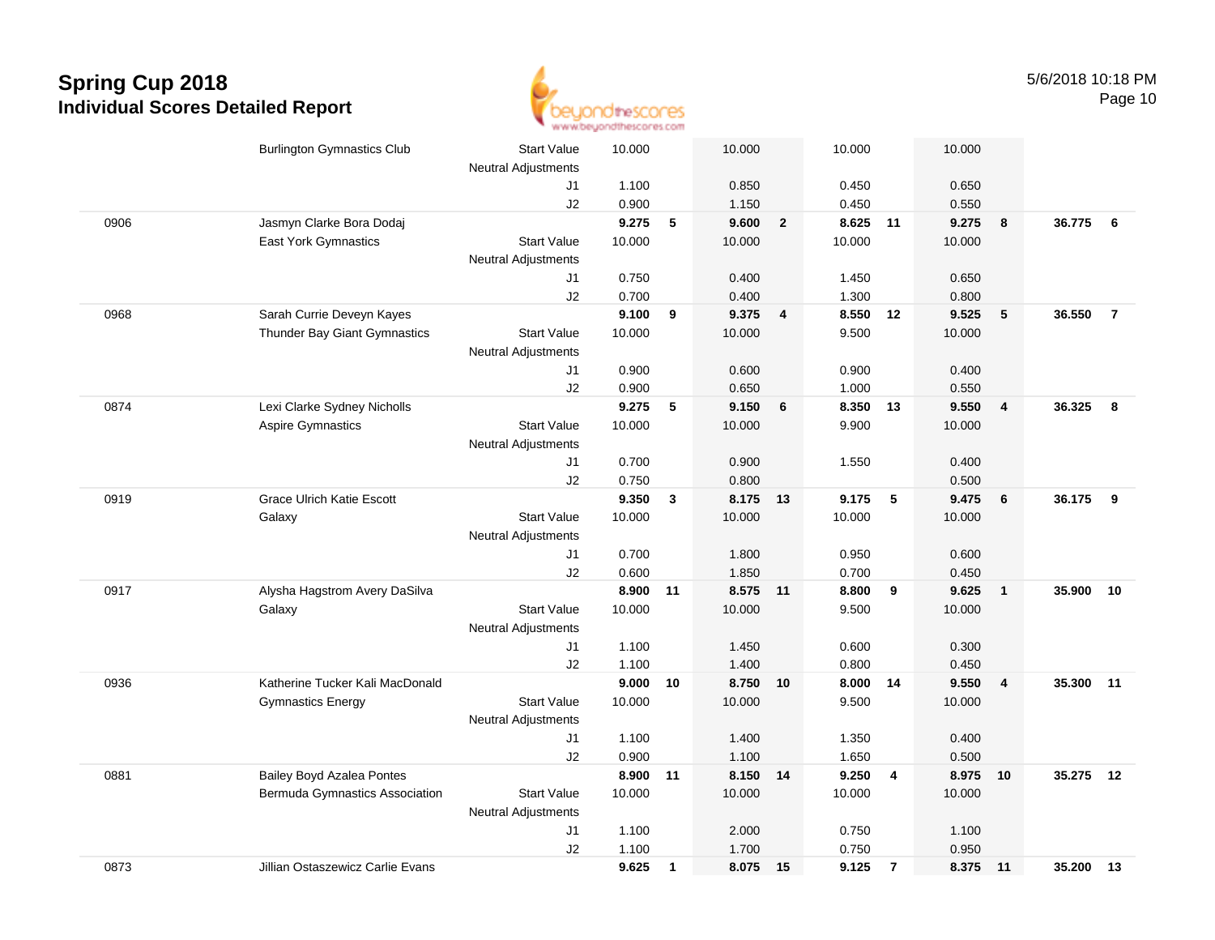# Spring Cup 2018

## Individual Scores Detailed Report

5/6/2018 10:18 PM

| Num | Name / Club | | Vault | Rk | Bars | Rk | Beam | Rk | Floor | Rk | AA | Rk |
|---|---|---|---|---|---|---|---|---|---|---|---|---|
| | Burlington Gymnastics Club | Start Value | 10.000 | | 10.000 | | 10.000 | | 10.000 | | | |
| | | Neutral Adjustments | | | | | | | | | | |
| | | J1 | 1.100 | | 0.850 | | 0.450 | | 0.650 | | | |
| | | J2 | 0.900 | | 1.150 | | 0.450 | | 0.550 | | | |
| 0906 | Jasmyn Clarke Bora Dodaj | | 9.275 | 5 | 9.600 | 2 | 8.625 | 11 | 9.275 | 8 | 36.775 | 6 |
| | East York Gymnastics | Start Value | 10.000 | | 10.000 | | 10.000 | | 10.000 | | | |
| | | Neutral Adjustments | | | | | | | | | | |
| | | J1 | 0.750 | | 0.400 | | 1.450 | | 0.650 | | | |
| | | J2 | 0.700 | | 0.400 | | 1.300 | | 0.800 | | | |
| 0968 | Sarah Currie Deveyn Kayes | | 9.100 | 9 | 9.375 | 4 | 8.550 | 12 | 9.525 | 5 | 36.550 | 7 |
| | Thunder Bay Giant Gymnastics | Start Value | 10.000 | | 10.000 | | 9.500 | | 10.000 | | | |
| | | Neutral Adjustments | | | | | | | | | | |
| | | J1 | 0.900 | | 0.600 | | 0.900 | | 0.400 | | | |
| | | J2 | 0.900 | | 0.650 | | 1.000 | | 0.550 | | | |
| 0874 | Lexi Clarke Sydney Nicholls | | 9.275 | 5 | 9.150 | 6 | 8.350 | 13 | 9.550 | 4 | 36.325 | 8 |
| | Aspire Gymnastics | Start Value | 10.000 | | 10.000 | | 9.900 | | 10.000 | | | |
| | | Neutral Adjustments | | | | | | | | | | |
| | | J1 | 0.700 | | 0.900 | | 1.550 | | 0.400 | | | |
| | | J2 | 0.750 | | 0.800 | | | | 0.500 | | | |
| 0919 | Grace Ulrich Katie Escott | | 9.350 | 3 | 8.175 | 13 | 9.175 | 5 | 9.475 | 6 | 36.175 | 9 |
| | Galaxy | Start Value | 10.000 | | 10.000 | | 10.000 | | 10.000 | | | |
| | | Neutral Adjustments | | | | | | | | | | |
| | | J1 | 0.700 | | 1.800 | | 0.950 | | 0.600 | | | |
| | | J2 | 0.600 | | 1.850 | | 0.700 | | 0.450 | | | |
| 0917 | Alysha Hagstrom Avery DaSilva | | 8.900 | 11 | 8.575 | 11 | 8.800 | 9 | 9.625 | 1 | 35.900 | 10 |
| | Galaxy | Start Value | 10.000 | | 10.000 | | 9.500 | | 10.000 | | | |
| | | Neutral Adjustments | | | | | | | | | | |
| | | J1 | 1.100 | | 1.450 | | 0.600 | | 0.300 | | | |
| | | J2 | 1.100 | | 1.400 | | 0.800 | | 0.450 | | | |
| 0936 | Katherine Tucker Kali MacDonald | | 9.000 | 10 | 8.750 | 10 | 8.000 | 14 | 9.550 | 4 | 35.300 | 11 |
| | Gymnastics Energy | Start Value | 10.000 | | 10.000 | | 9.500 | | 10.000 | | | |
| | | Neutral Adjustments | | | | | | | | | | |
| | | J1 | 1.100 | | 1.400 | | 1.350 | | 0.400 | | | |
| | | J2 | 0.900 | | 1.100 | | 1.650 | | 0.500 | | | |
| 0881 | Bailey Boyd Azalea Pontes | | 8.900 | 11 | 8.150 | 14 | 9.250 | 4 | 8.975 | 10 | 35.275 | 12 |
| | Bermuda Gymnastics Association | Start Value | 10.000 | | 10.000 | | 10.000 | | 10.000 | | | |
| | | Neutral Adjustments | | | | | | | | | | |
| | | J1 | 1.100 | | 2.000 | | 0.750 | | 1.100 | | | |
| | | J2 | 1.100 | | 1.700 | | 0.750 | | 0.950 | | | |
| 0873 | Jillian Ostaszewicz Carlie Evans | | 9.625 | 1 | 8.075 | 15 | 9.125 | 7 | 8.375 | 11 | 35.200 | 13 |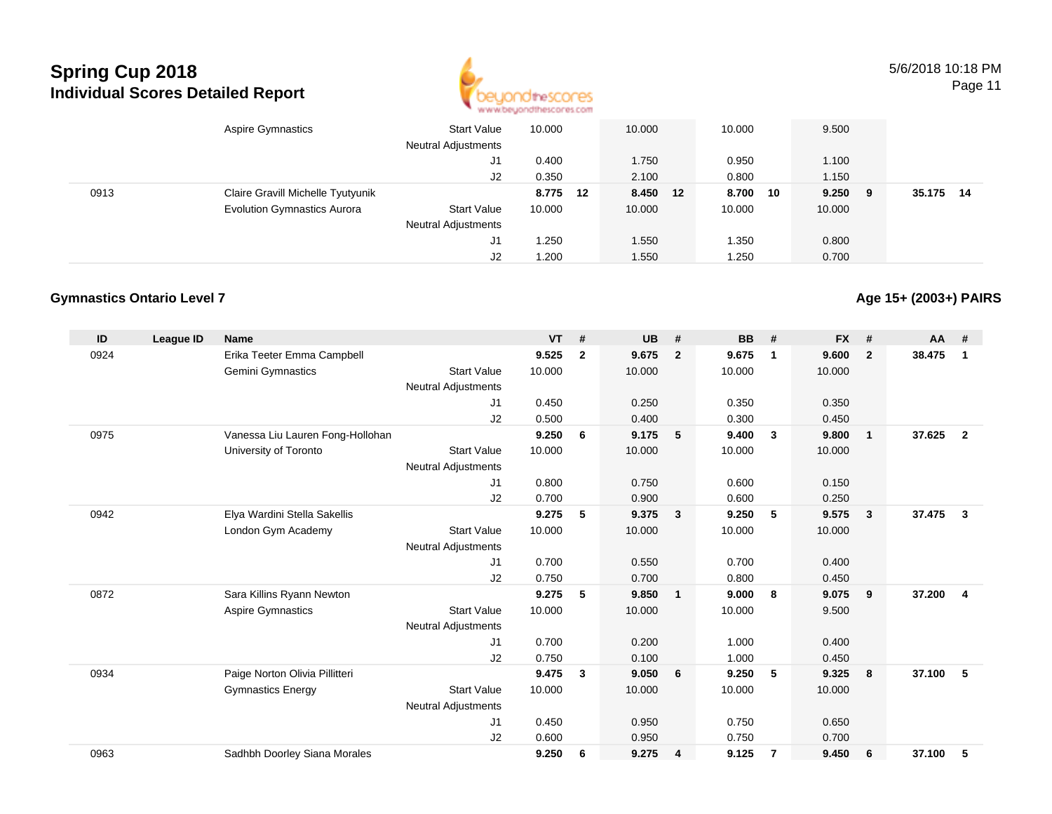# Spring Cup 2018

## Individual Scores Detailed Report

| ID | League ID | Name | | VT | # | UB | # | BB | # | FX | # | AA | # |
|---|---|---|---|---|---|---|---|---|---|---|---|---|---|
| | | Aspire Gymnastics | Start Value | 10.000 | | 10.000 | | 10.000 | | 9.500 | | | |
| | | | Neutral Adjustments | | | | | | | | | | |
| | | | J1 | 0.400 | | 1.750 | | 0.950 | | 1.100 | | | |
| | | | J2 | 0.350 | | 2.100 | | 0.800 | | 1.150 | | | |
| 0913 | | Claire Gravill Michelle Tyutyunik | | **8.775** | **12** | **8.450** | **12** | **8.700** | **10** | **9.250** | **9** | **35.175** | **14** |
| | | Evolution Gymnastics Aurora | Start Value | 10.000 | | 10.000 | | 10.000 | | 10.000 | | | |
| | | | Neutral Adjustments | | | | | | | | | | |
| | | | J1 | 1.250 | | 1.550 | | 1.350 | | 0.800 | | | |
| | | | J2 | 1.200 | | 1.550 | | 1.250 | | 0.700 | | | |

### Gymnastics Ontario Level 7

### Age 15+ (2003+) PAIRS

| ID | League ID | Name | | VT | # | UB | # | BB | # | FX | # | AA | # |
|---|---|---|---|---|---|---|---|---|---|---|---|---|---|
| 0924 | | Erika Teeter Emma Campbell | | **9.525** | **2** | **9.675** | **2** | **9.675** | **1** | **9.600** | **2** | **38.475** | **1** |
| | | Gemini Gymnastics | Start Value | 10.000 | | 10.000 | | 10.000 | | 10.000 | | | |
| | | | Neutral Adjustments | | | | | | | | | | |
| | | | J1 | 0.450 | | 0.250 | | 0.350 | | 0.350 | | | |
| | | | J2 | 0.500 | | 0.400 | | 0.300 | | 0.450 | | | |
| 0975 | | Vanessa Liu Lauren Fong-Hollohan | | **9.250** | **6** | **9.175** | **5** | **9.400** | **3** | **9.800** | **1** | **37.625** | **2** |
| | | University of Toronto | Start Value | 10.000 | | 10.000 | | 10.000 | | 10.000 | | | |
| | | | Neutral Adjustments | | | | | | | | | | |
| | | | J1 | 0.800 | | 0.750 | | 0.600 | | 0.150 | | | |
| | | | J2 | 0.700 | | 0.900 | | 0.600 | | 0.250 | | | |
| 0942 | | Elya Wardini Stella Sakellis | | **9.275** | **5** | **9.375** | **3** | **9.250** | **5** | **9.575** | **3** | **37.475** | **3** |
| | | London Gym Academy | Start Value | 10.000 | | 10.000 | | 10.000 | | 10.000 | | | |
| | | | Neutral Adjustments | | | | | | | | | | |
| | | | J1 | 0.700 | | 0.550 | | 0.700 | | 0.400 | | | |
| | | | J2 | 0.750 | | 0.700 | | 0.800 | | 0.450 | | | |
| 0872 | | Sara Killins Ryann Newton | | **9.275** | **5** | **9.850** | **1** | **9.000** | **8** | **9.075** | **9** | **37.200** | **4** |
| | | Aspire Gymnastics | Start Value | 10.000 | | 10.000 | | 10.000 | | 9.500 | | | |
| | | | Neutral Adjustments | | | | | | | | | | |
| | | | J1 | 0.700 | | 0.200 | | 1.000 | | 0.400 | | | |
| | | | J2 | 0.750 | | 0.100 | | 1.000 | | 0.450 | | | |
| 0934 | | Paige Norton Olivia Pillitteri | | **9.475** | **3** | **9.050** | **6** | **9.250** | **5** | **9.325** | **8** | **37.100** | **5** |
| | | Gymnastics Energy | Start Value | 10.000 | | 10.000 | | 10.000 | | 10.000 | | | |
| | | | Neutral Adjustments | | | | | | | | | | |
| | | | J1 | 0.450 | | 0.950 | | 0.750 | | 0.650 | | | |
| | | | J2 | 0.600 | | 0.950 | | 0.750 | | 0.700 | | | |
| 0963 | | Sadhbh Doorley Siana Morales | | **9.250** | **6** | **9.275** | **4** | **9.125** | **7** | **9.450** | **6** | **37.100** | **5** |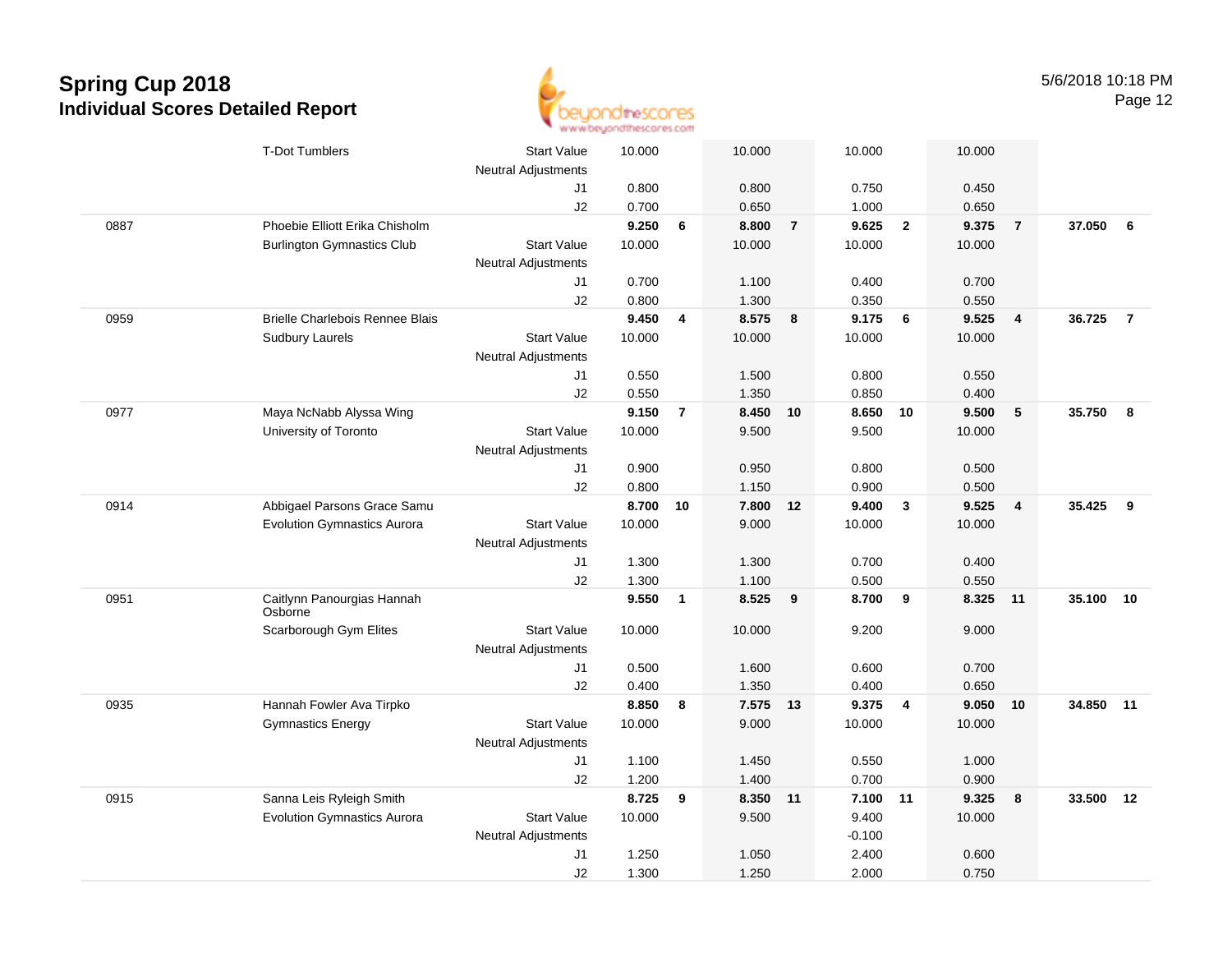# Spring Cup 2018

## Individual Scores Detailed Report

5/6/2018 10:18 PM

| | | | | | | | | | | | | |
|---|---|---|---|---|---|---|---|---|---|---|---|---|
| | T-Dot Tumblers | Start Value | 10.000 | | 10.000 | | 10.000 | | 10.000 | | | |
| | | Neutral Adjustments | | | | | | | | | | |
| | | J1 | 0.800 | | 0.800 | | 0.750 | | 0.450 | | | |
| | | J2 | 0.700 | | 0.650 | | 1.000 | | 0.650 | | | |
| 0887 | Phoebie Elliott Erika Chisholm | | **9.250** | **6** | **8.800** | **7** | **9.625** | **2** | **9.375** | **7** | **37.050** | **6** |
| | Burlington Gymnastics Club | Start Value | 10.000 | | 10.000 | | 10.000 | | 10.000 | | | |
| | | Neutral Adjustments | | | | | | | | | | |
| | | J1 | 0.700 | | 1.100 | | 0.400 | | 0.700 | | | |
| | | J2 | 0.800 | | 1.300 | | 0.350 | | 0.550 | | | |
| 0959 | Brielle Charlebois Rennee Blais | | **9.450** | **4** | **8.575** | **8** | **9.175** | **6** | **9.525** | **4** | **36.725** | **7** |
| | Sudbury Laurels | Start Value | 10.000 | | 10.000 | | 10.000 | | 10.000 | | | |
| | | Neutral Adjustments | | | | | | | | | | |
| | | J1 | 0.550 | | 1.500 | | 0.800 | | 0.550 | | | |
| | | J2 | 0.550 | | 1.350 | | 0.850 | | 0.400 | | | |
| 0977 | Maya NcNabb Alyssa Wing | | **9.150** | **7** | **8.450** | **10** | **8.650** | **10** | **9.500** | **5** | **35.750** | **8** |
| | University of Toronto | Start Value | 10.000 | | 9.500 | | 9.500 | | 10.000 | | | |
| | | Neutral Adjustments | | | | | | | | | | |
| | | J1 | 0.900 | | 0.950 | | 0.800 | | 0.500 | | | |
| | | J2 | 0.800 | | 1.150 | | 0.900 | | 0.500 | | | |
| 0914 | Abbigael Parsons Grace Samu | | **8.700** | **10** | **7.800** | **12** | **9.400** | **3** | **9.525** | **4** | **35.425** | **9** |
| | Evolution Gymnastics Aurora | Start Value | 10.000 | | 9.000 | | 10.000 | | 10.000 | | | |
| | | Neutral Adjustments | | | | | | | | | | |
| | | J1 | 1.300 | | 1.300 | | 0.700 | | 0.400 | | | |
| | | J2 | 1.300 | | 1.100 | | 0.500 | | 0.550 | | | |
| 0951 | Caitlynn Panourgias Hannah Osborne | | **9.550** | **1** | **8.525** | **9** | **8.700** | **9** | **8.325** | **11** | **35.100** | **10** |
| | Scarborough Gym Elites | Start Value | 10.000 | | 10.000 | | 9.200 | | 9.000 | | | |
| | | Neutral Adjustments | | | | | | | | | | |
| | | J1 | 0.500 | | 1.600 | | 0.600 | | 0.700 | | | |
| | | J2 | 0.400 | | 1.350 | | 0.400 | | 0.650 | | | |
| 0935 | Hannah Fowler Ava Tirpko | | **8.850** | **8** | **7.575** | **13** | **9.375** | **4** | **9.050** | **10** | **34.850** | **11** |
| | Gymnastics Energy | Start Value | 10.000 | | 9.000 | | 10.000 | | 10.000 | | | |
| | | Neutral Adjustments | | | | | | | | | | |
| | | J1 | 1.100 | | 1.450 | | 0.550 | | 1.000 | | | |
| | | J2 | 1.200 | | 1.400 | | 0.700 | | 0.900 | | | |
| 0915 | Sanna Leis Ryleigh Smith | | **8.725** | **9** | **8.350** | **11** | **7.100** | **11** | **9.325** | **8** | **33.500** | **12** |
| | Evolution Gymnastics Aurora | Start Value | 10.000 | | 9.500 | | 9.400 | | 10.000 | | | |
| | | Neutral Adjustments | | | | | -0.100 | | | | | |
| | | J1 | 1.250 | | 1.050 | | 2.400 | | 0.600 | | | |
| | | J2 | 1.300 | | 1.250 | | 2.000 | | 0.750 | | | |